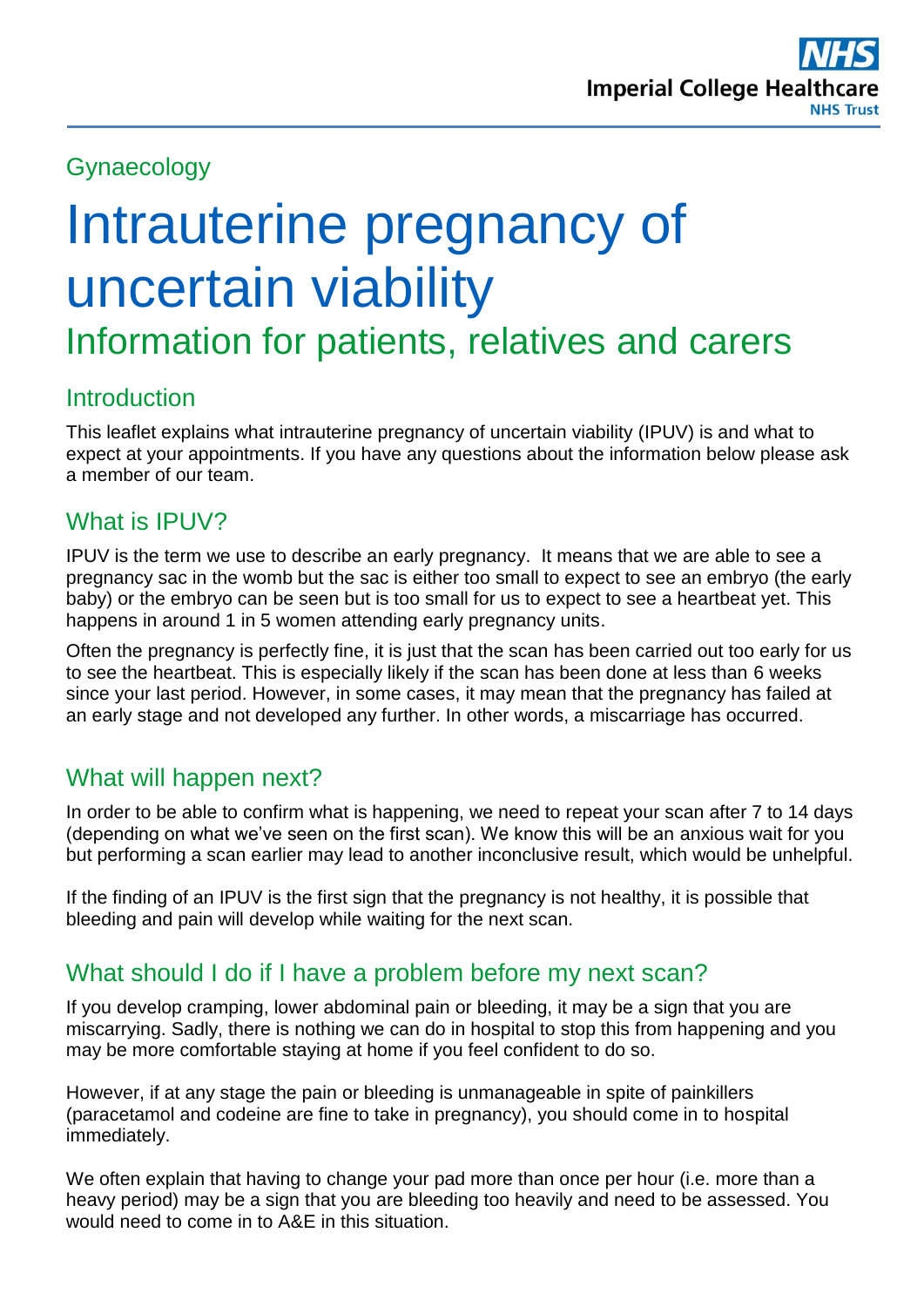Gynaecology

# Intrauterine pregnancy of uncertain viability

## Information for patients, relatives and carers

### Introduction

This leaflet explains what intrauterine pregnancy of uncertain viability (IPUV) is and what to expect at your appointments. If you have any questions about the information below please ask a member of our team.

### What is IPUV?

IPUV is the term we use to describe an early pregnancy. It means that we are able to see a pregnancy sac in the womb but the sac is either too small to expect to see an embryo (the early baby) or the embryo can be seen but is too small for us to expect to see a heartbeat yet. This happens in around 1 in 5 women attending early pregnancy units.

Often the pregnancy is perfectly fine, it is just that the scan has been carried out too early for us to see the heartbeat. This is especially likely if the scan has been done at less than 6 weeks since your last period. However, in some cases, it may mean that the pregnancy has failed at an early stage and not developed any further. In other words, a miscarriage has occurred.

### What will happen next?

In order to be able to confirm what is happening, we need to repeat your scan after 7 to 14 days (depending on what we've seen on the first scan). We know this will be an anxious wait for you but performing a scan earlier may lead to another inconclusive result, which would be unhelpful.

If the finding of an IPUV is the first sign that the pregnancy is not healthy, it is possible that bleeding and pain will develop while waiting for the next scan.

### What should I do if I have a problem before my next scan?

If you develop cramping, lower abdominal pain or bleeding, it may be a sign that you are miscarrying. Sadly, there is nothing we can do in hospital to stop this from happening and you may be more comfortable staying at home if you feel confident to do so.

However, if at any stage the pain or bleeding is unmanageable in spite of painkillers (paracetamol and codeine are fine to take in pregnancy), you should come in to hospital immediately.

We often explain that having to change your pad more than once per hour (i.e. more than a heavy period) may be a sign that you are bleeding too heavily and need to be assessed. You would need to come in to A&E in this situation.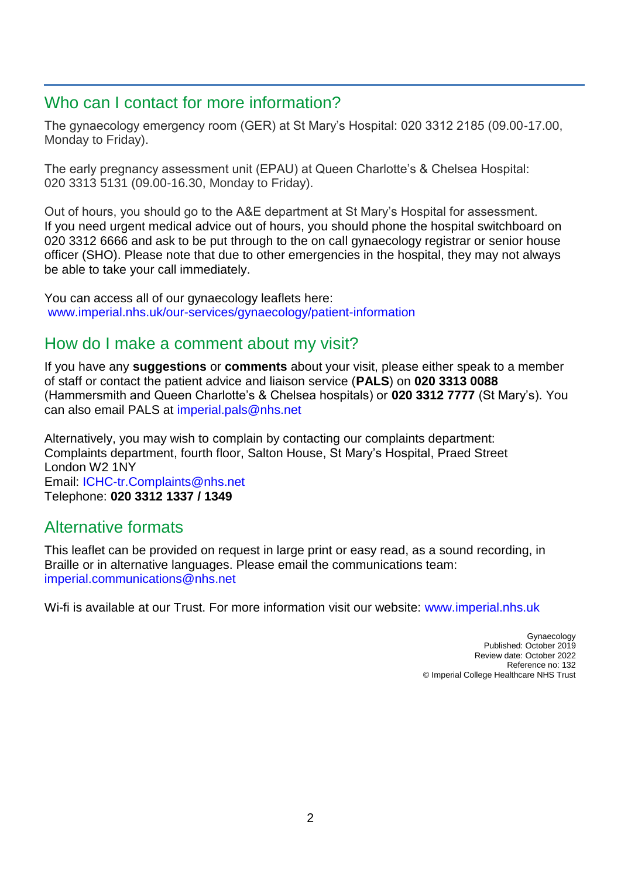## Who can I contact for more information?

The gynaecology emergency room (GER) at St Mary's Hospital: 020 3312 2185 (09.00-17.00, Monday to Friday).

The early pregnancy assessment unit (EPAU) at Queen Charlotte's & Chelsea Hospital: 020 3313 5131 (09.00-16.30, Monday to Friday).

Out of hours, you should go to the A&E department at St Mary's Hospital for assessment. If you need urgent medical advice out of hours, you should phone the hospital switchboard on 020 3312 6666 and ask to be put through to the on call gynaecology registrar or senior house officer (SHO). Please note that due to other emergencies in the hospital, they may not always be able to take your call immediately.

You can access all of our gynaecology leaflets here:
www.imperial.nhs.uk/our-services/gynaecology/patient-information

## How do I make a comment about my visit?

If you have any **suggestions** or **comments** about your visit, please either speak to a member of staff or contact the patient advice and liaison service (**PALS**) on **020 3313 0088** (Hammersmith and Queen Charlotte's & Chelsea hospitals) or **020 3312 7777** (St Mary's). You can also email PALS at imperial.pals@nhs.net

Alternatively, you may wish to complain by contacting our complaints department:
Complaints department, fourth floor, Salton House, St Mary's Hospital, Praed Street
London W2 1NY
Email: ICHC-tr.Complaints@nhs.net
Telephone: **020 3312 1337 / 1349**

## Alternative formats

This leaflet can be provided on request in large print or easy read, as a sound recording, in Braille or in alternative languages. Please email the communications team: imperial.communications@nhs.net

Wi-fi is available at our Trust. For more information visit our website: www.imperial.nhs.uk

Gynaecology
Published: October 2019
Review date: October 2022
Reference no: 132
© Imperial College Healthcare NHS Trust